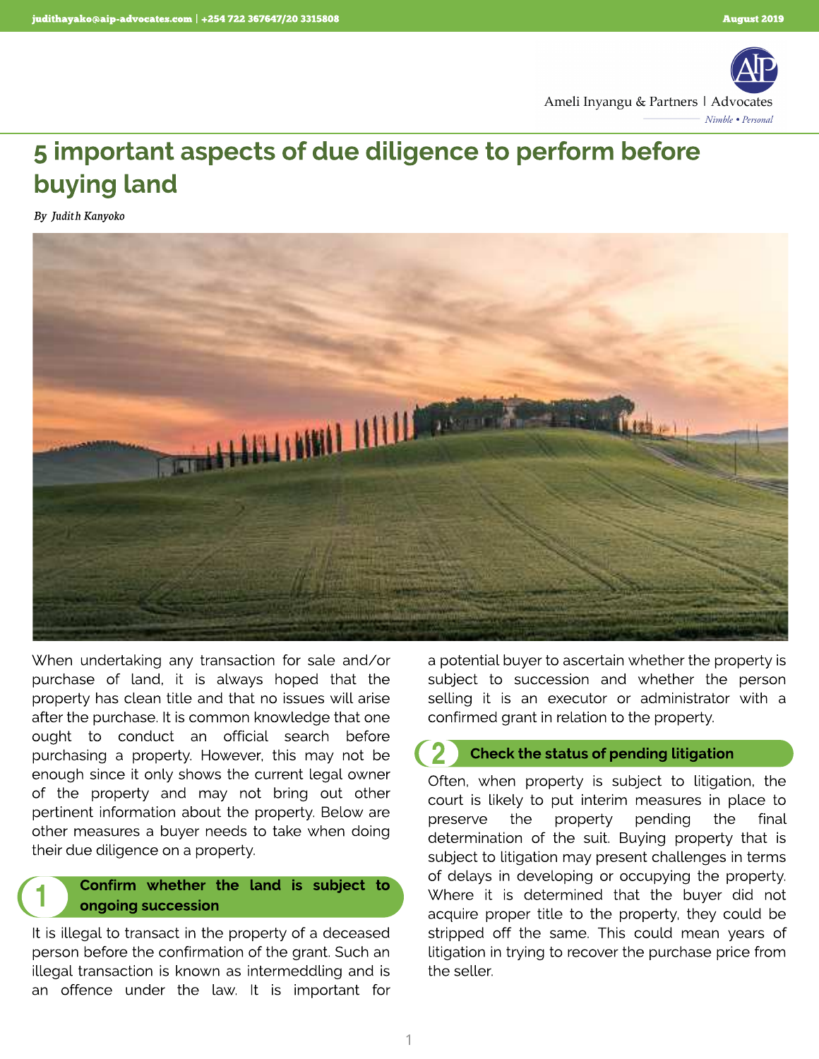# 5 important aspects of due diligence to perform before buying land

*By Judith Kanyoko*

When undertaking any transaction for sale and/or purchase of land, it is always hoped that the property has clean title and that no issues will arise after the purchase. It is common knowledge that one ought to conduct an official search before purchasing a property. However, this may not be enough since it only shows the current legal owner of the property and may not bring out other pertinent information about the property. Below are other measures a buyer needs to take when doing their due diligence on a property.

## 1 Confirm whether the land is subject to ongoing succession

It is illegal to transact in the property of a deceased person before the confirmation of the grant. Such an illegal transaction is known as intermeddling and is an offence under the law. It is important for a potential buyer to ascertain whether the property is subject to succession and whether the person selling it is an executor or administrator with a confirmed grant in relation to the property.

## 2 Check the status of pending litigation

Often, when property is subject to litigation, the court is likely to put interim measures in place to preserve the property pending the final determination of the suit. Buying property that is subject to litigation may present challenges in terms of delays in developing or occupying the property. Where it is determined that the buyer did not acquire proper title to the property, they could be stripped off the same. This could mean years of litigation in trying to recover the purchase price from the seller.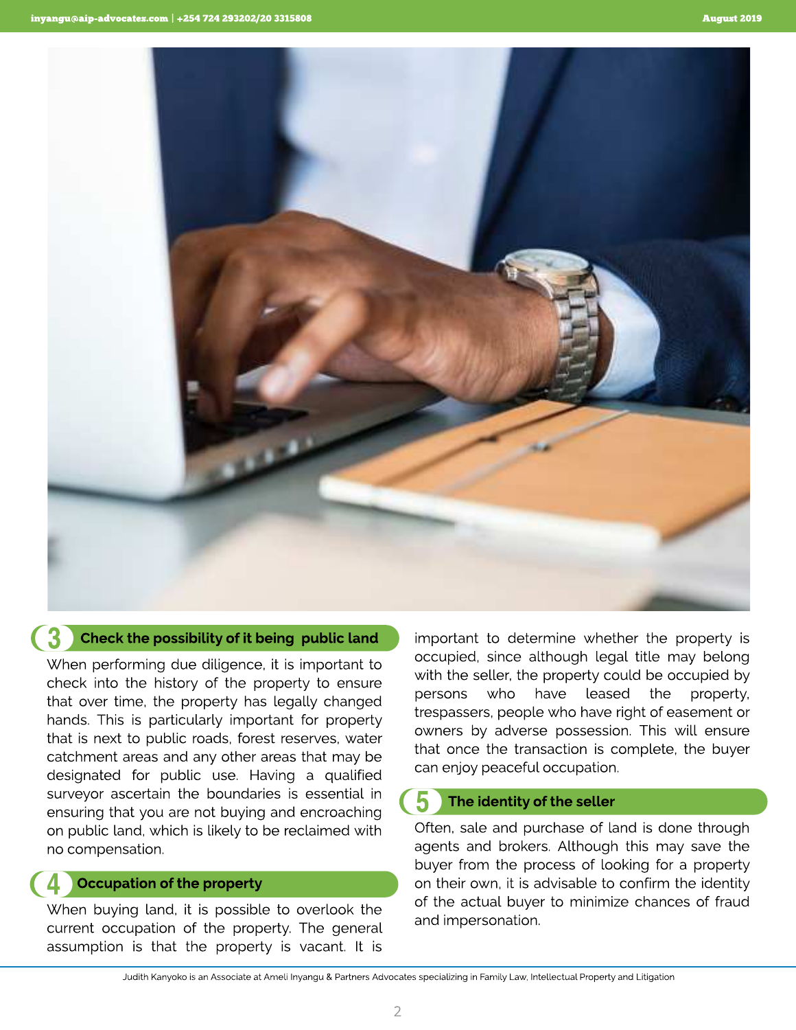## 3 Check the possibility of it being public land

When performing due diligence, it is important to check into the history of the property to ensure that over time, the property has legally changed hands. This is particularly important for property that is next to public roads, forest reserves, water catchment areas and any other areas that may be designated for public use. Having a qualified surveyor ascertain the boundaries is essential in ensuring that you are not buying and encroaching on public land, which is likely to be reclaimed with no compensation.

## 4 Occupation of the property

When buying land, it is possible to overlook the current occupation of the property. The general assumption is that the property is vacant. It is important to determine whether the property is occupied, since although legal title may belong with the seller, the property could be occupied by persons who have leased the property, trespassers, people who have right of easement or owners by adverse possession. This will ensure that once the transaction is complete, the buyer can enjoy peaceful occupation.

## 5 The identity of the seller

Often, sale and purchase of land is done through agents and brokers. Although this may save the buyer from the process of looking for a property on their own, it is advisable to confirm the identity of the actual buyer to minimize chances of fraud and impersonation.

Judith Kanyoko is an Associate at Ameli Inyangu & Partners Advocates specializing in Family Law, Intellectual Property and Litigation